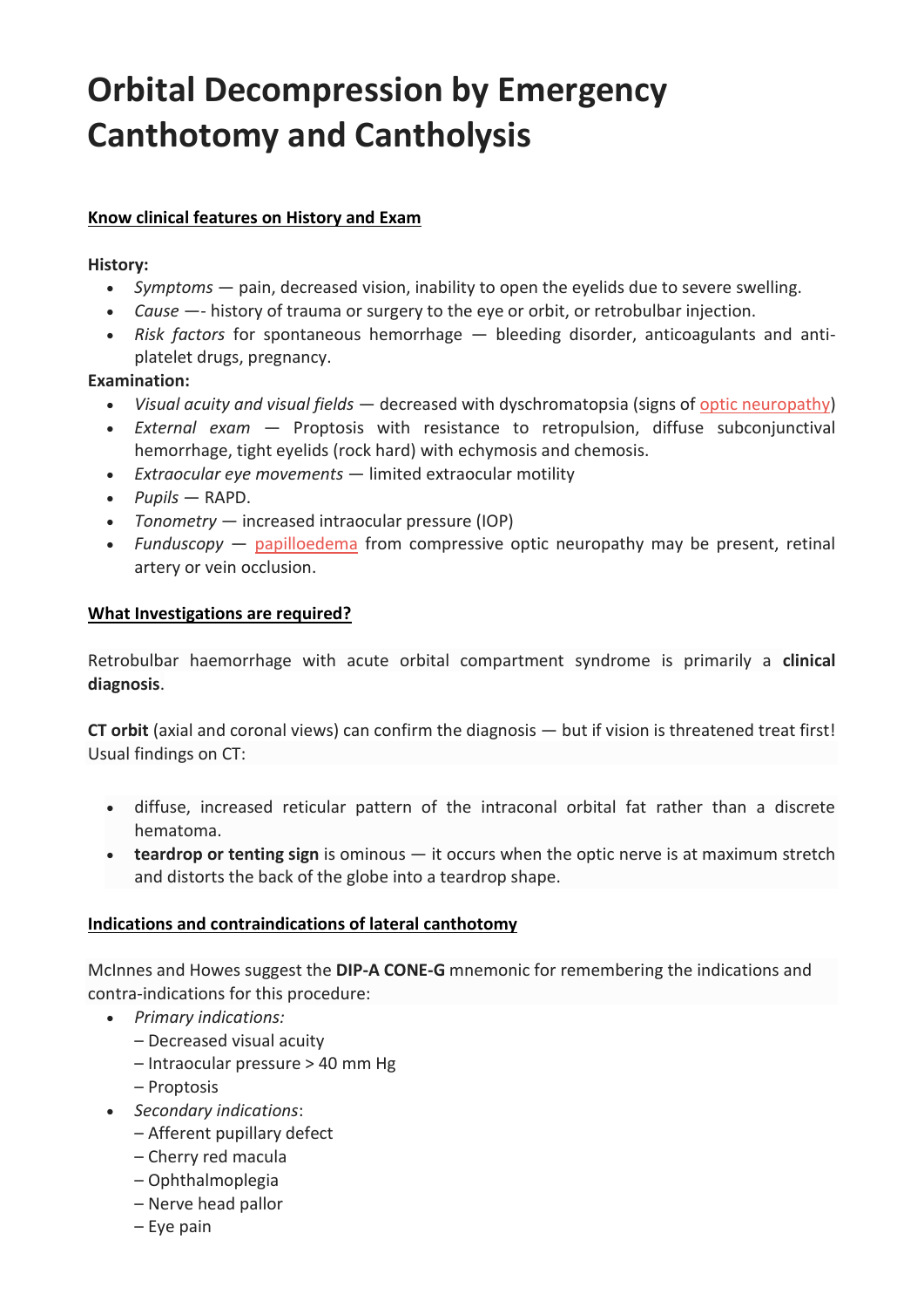# Orbital Decompression by Emergency Canthotomy and Cantholysis

**Know clinical features on History and Exam**

**History:**

- *Symptoms* — pain, decreased vision, inability to open the eyelids due to severe swelling.
- *Cause* —- history of trauma or surgery to the eye or orbit, or retrobulbar injection.
- *Risk factors* for spontaneous hemorrhage — bleeding disorder, anticoagulants and anti-platelet drugs, pregnancy.

**Examination:**

- *Visual acuity and visual fields* — decreased with dyschromatopsia (signs of optic neuropathy)
- *External exam* — Proptosis with resistance to retropulsion, diffuse subconjunctival hemorrhage, tight eyelids (rock hard) with echymosis and chemosis.
- *Extraocular eye movements* — limited extraocular motility
- *Pupils* — RAPD.
- *Tonometry* — increased intraocular pressure (IOP)
- *Funduscopy* — papilloedema from compressive optic neuropathy may be present, retinal artery or vein occlusion.

**What Investigations are required?**

Retrobulbar haemorrhage with acute orbital compartment syndrome is primarily a **clinical diagnosis**.

**CT orbit** (axial and coronal views) can confirm the diagnosis — but if vision is threatened treat first! Usual findings on CT:

- diffuse, increased reticular pattern of the intraconal orbital fat rather than a discrete hematoma.
- **teardrop or tenting sign** is ominous — it occurs when the optic nerve is at maximum stretch and distorts the back of the globe into a teardrop shape.

**Indications and contraindications of lateral canthotomy**

McInnes and Howes suggest the **DIP-A CONE-G** mnemonic for remembering the indications and contra-indications for this procedure:

- *Primary indications:*
  – Decreased visual acuity
  – Intraocular pressure > 40 mm Hg
  – Proptosis
- *Secondary indications*:
  – Afferent pupillary defect
  – Cherry red macula
  – Ophthalmoplegia
  – Nerve head pallor
  – Eye pain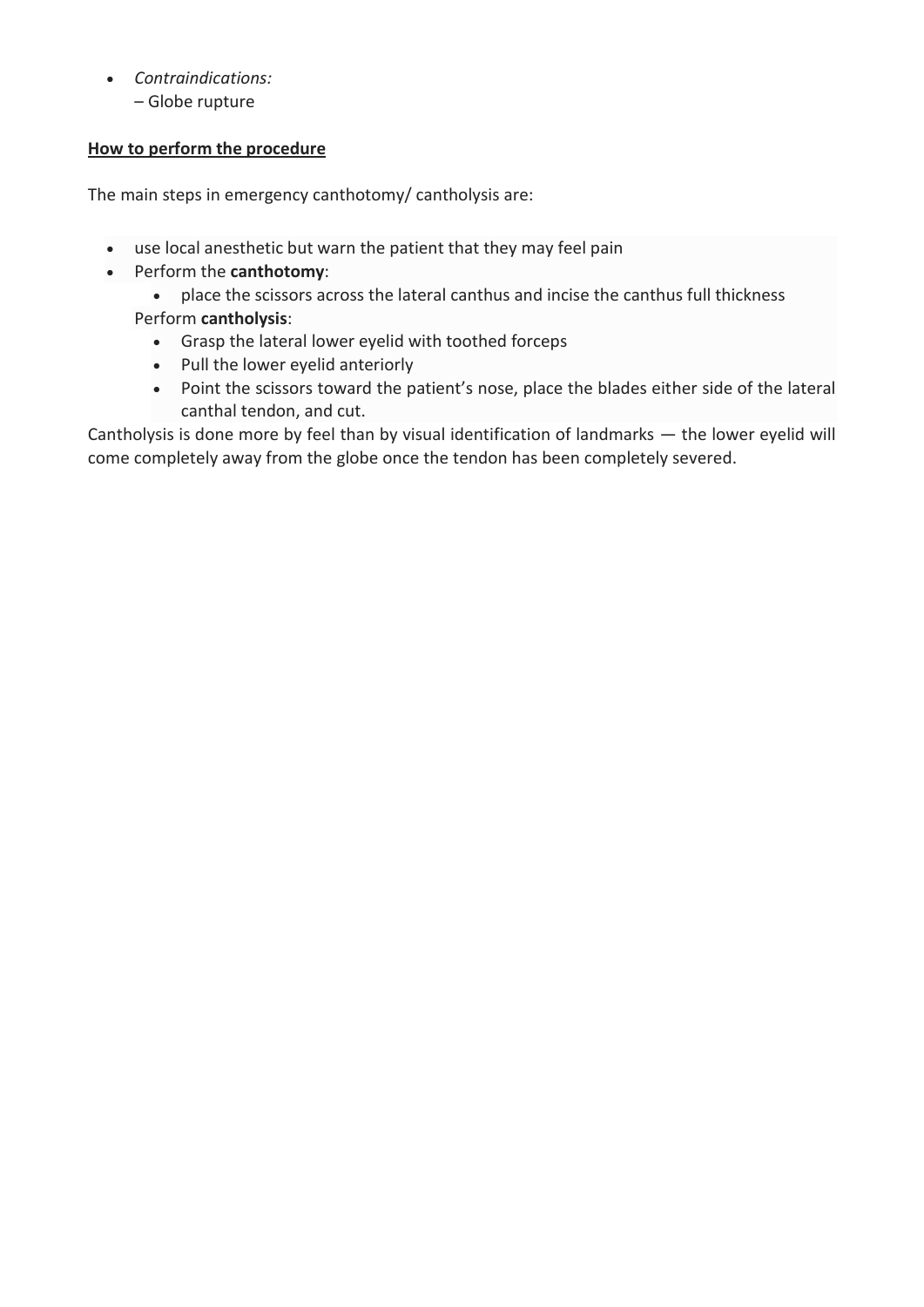- *Contraindications:*
  – Globe rupture

**How to perform the procedure**

The main steps in emergency canthotomy/ cantholysis are:

- use local anesthetic but warn the patient that they may feel pain
- Perform the **canthotomy**:
    - place the scissors across the lateral canthus and incise the canthus full thickness

  Perform **cantholysis**:
    - Grasp the lateral lower eyelid with toothed forceps
    - Pull the lower eyelid anteriorly
    - Point the scissors toward the patient's nose, place the blades either side of the lateral canthal tendon, and cut.

Cantholysis is done more by feel than by visual identification of landmarks — the lower eyelid will come completely away from the globe once the tendon has been completely severed.